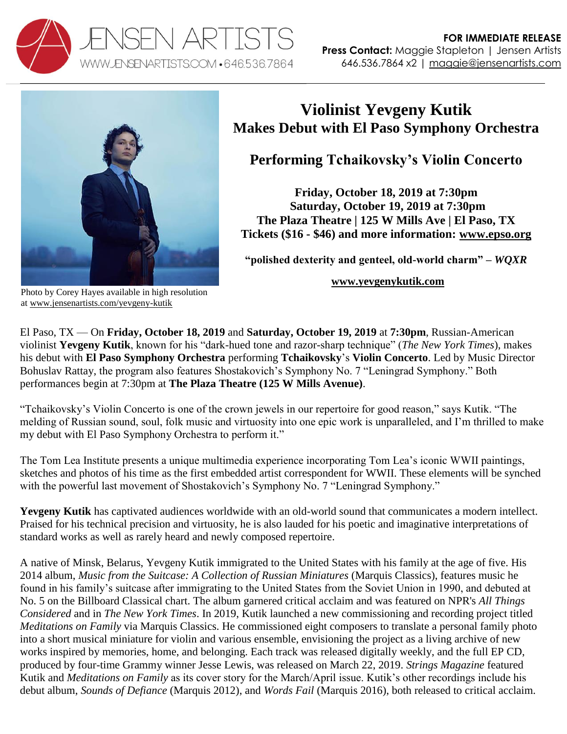FOR IMMEDIATE RELEASE
**Press Contact:** Maggie Stapleton | Jensen Artists
646.536.7864 x2 | maggie@jensenartists.com

Photo by Corey Hayes available in high resolution at www.jensenartists.com/yevgeny-kutik

# Violinist Yevgeny Kutik
## Makes Debut with El Paso Symphony Orchestra

## Performing Tchaikovsky's Violin Concerto

**Friday, October 18, 2019 at 7:30pm**
**Saturday, October 19, 2019 at 7:30pm**
**The Plaza Theatre | 125 W Mills Ave | El Paso, TX**
**Tickets ($16 - $46) and more information: www.epso.org**

**"polished dexterity and genteel, old-world charm" – *WQXR***

**www.yevgenykutik.com**

El Paso, TX — On **Friday, October 18, 2019** and **Saturday, October 19, 2019** at **7:30pm**, Russian-American violinist **Yevgeny Kutik**, known for his "dark-hued tone and razor-sharp technique" (*The New York Times*), makes his debut with **El Paso Symphony Orchestra** performing **Tchaikovsky**'s **Violin Concerto**. Led by Music Director Bohuslav Rattay, the program also features Shostakovich's Symphony No. 7 "Leningrad Symphony." Both performances begin at 7:30pm at **The Plaza Theatre (125 W Mills Avenue)**.

"Tchaikovsky's Violin Concerto is one of the crown jewels in our repertoire for good reason," says Kutik. "The melding of Russian sound, soul, folk music and virtuosity into one epic work is unparalleled, and I'm thrilled to make my debut with El Paso Symphony Orchestra to perform it."

The Tom Lea Institute presents a unique multimedia experience incorporating Tom Lea's iconic WWII paintings, sketches and photos of his time as the first embedded artist correspondent for WWII. These elements will be synched with the powerful last movement of Shostakovich's Symphony No. 7 "Leningrad Symphony."

**Yevgeny Kutik** has captivated audiences worldwide with an old-world sound that communicates a modern intellect. Praised for his technical precision and virtuosity, he is also lauded for his poetic and imaginative interpretations of standard works as well as rarely heard and newly composed repertoire.

A native of Minsk, Belarus, Yevgeny Kutik immigrated to the United States with his family at the age of five. His 2014 album, *Music from the Suitcase: A Collection of Russian Miniatures* (Marquis Classics), features music he found in his family's suitcase after immigrating to the United States from the Soviet Union in 1990, and debuted at No. 5 on the Billboard Classical chart. The album garnered critical acclaim and was featured on NPR's *All Things Considered* and in *The New York Times*. In 2019, Kutik launched a new commissioning and recording project titled *Meditations on Family* via Marquis Classics. He commissioned eight composers to translate a personal family photo into a short musical miniature for violin and various ensemble, envisioning the project as a living archive of new works inspired by memories, home, and belonging. Each track was released digitally weekly, and the full EP CD, produced by four-time Grammy winner Jesse Lewis, was released on March 22, 2019. *Strings Magazine* featured Kutik and *Meditations on Family* as its cover story for the March/April issue. Kutik's other recordings include his debut album, *Sounds of Defiance* (Marquis 2012), and *Words Fail* (Marquis 2016), both released to critical acclaim.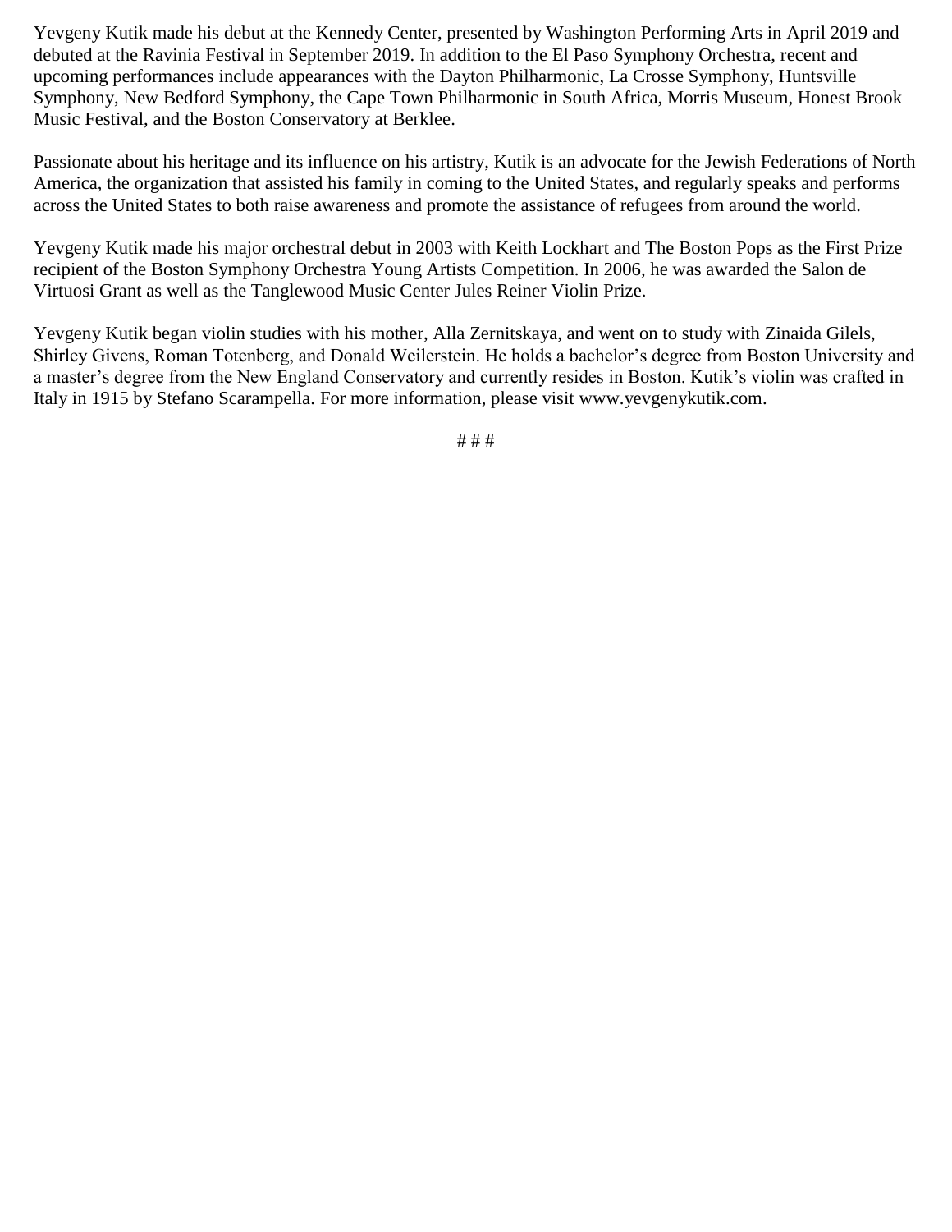Yevgeny Kutik made his debut at the Kennedy Center, presented by Washington Performing Arts in April 2019 and debuted at the Ravinia Festival in September 2019. In addition to the El Paso Symphony Orchestra, recent and upcoming performances include appearances with the Dayton Philharmonic, La Crosse Symphony, Huntsville Symphony, New Bedford Symphony, the Cape Town Philharmonic in South Africa, Morris Museum, Honest Brook Music Festival, and the Boston Conservatory at Berklee.

Passionate about his heritage and its influence on his artistry, Kutik is an advocate for the Jewish Federations of North America, the organization that assisted his family in coming to the United States, and regularly speaks and performs across the United States to both raise awareness and promote the assistance of refugees from around the world.

Yevgeny Kutik made his major orchestral debut in 2003 with Keith Lockhart and The Boston Pops as the First Prize recipient of the Boston Symphony Orchestra Young Artists Competition. In 2006, he was awarded the Salon de Virtuosi Grant as well as the Tanglewood Music Center Jules Reiner Violin Prize.

Yevgeny Kutik began violin studies with his mother, Alla Zernitskaya, and went on to study with Zinaida Gilels, Shirley Givens, Roman Totenberg, and Donald Weilerstein. He holds a bachelor's degree from Boston University and a master's degree from the New England Conservatory and currently resides in Boston. Kutik's violin was crafted in Italy in 1915 by Stefano Scarampella. For more information, please visit www.yevgenykutik.com.

# # #